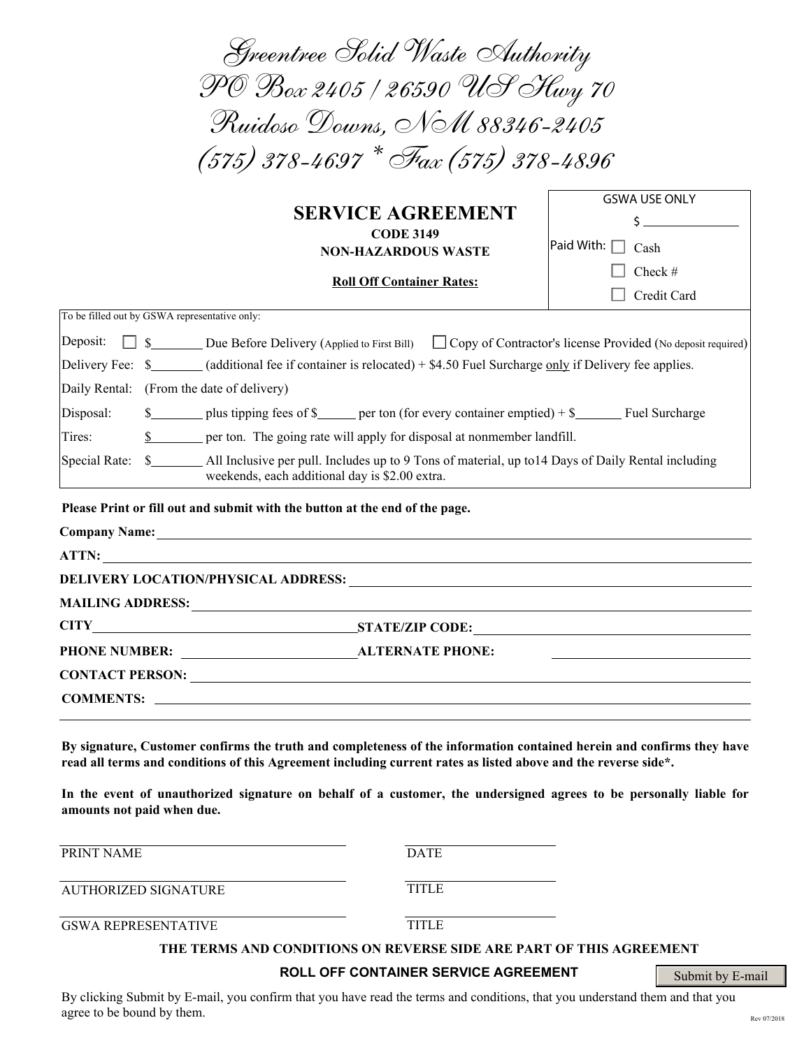# Greentree Solid Waste Authority

PO Box 2405 / 26590 US Hwy 70

Ruidoso Downs, NM 88346-2405

(575) 378-4697 * Fax (575) 378-4896

## SERVICE AGREEMENT

**CODE 3149**

**NON-HAZARDOUS WASTE**

**Roll Off Container Rates:**

GSWA USE ONLY

$ ______________

Paid With: ☐ Cash

☐ Check #

☐ Credit Card

To be filled out by GSWA representative only:

| | |
|---|---|
| Deposit: | ☐ $________ Due Before Delivery (Applied to First Bill) ☐ Copy of Contractor's license Provided (No deposit required) |
| Delivery Fee: | $________ (additional fee if container is relocated) + $4.50 Fuel Surcharge only if Delivery fee applies. |
| Daily Rental: | (From the date of delivery) |
| Disposal: | $________ plus tipping fees of $______ per ton (for every container emptied) + $_______ Fuel Surcharge |
| Tires: | $________ per ton. The going rate will apply for disposal at nonmember landfill. |
| Special Rate: | $________ All Inclusive per pull. Includes up to 9 Tons of material, up to14 Days of Daily Rental including weekends, each additional day is $2.00 extra. |

**Please Print or fill out and submit with the button at the end of the page.**

**Company Name:** ____________________

**ATTN:** ____________________

**DELIVERY LOCATION/PHYSICAL ADDRESS:** ____________________

**MAILING ADDRESS:** ____________________

**CITY** ____________________ **STATE/ZIP CODE:** ____________________

**PHONE NUMBER:** ____________________ **ALTERNATE PHONE:** ____________________

**CONTACT PERSON:** ____________________

**COMMENTS:** ____________________

**By signature, Customer confirms the truth and completeness of the information contained herein and confirms they have read all terms and conditions of this Agreement including current rates as listed above and the reverse side*.**

**In the event of unauthorized signature on behalf of a customer, the undersigned agrees to be personally liable for amounts not paid when due.**

____________________ PRINT NAME ____________________ DATE

____________________ AUTHORIZED SIGNATURE ____________________ TITLE

____________________ GSWA REPRESENTATIVE ____________________ TITLE

**THE TERMS AND CONDITIONS ON REVERSE SIDE ARE PART OF THIS AGREEMENT**

**ROLL OFF CONTAINER SERVICE AGREEMENT**

Submit by E-mail

By clicking Submit by E-mail, you confirm that you have read the terms and conditions, that you understand them and that you agree to be bound by them.

Rev 07/2018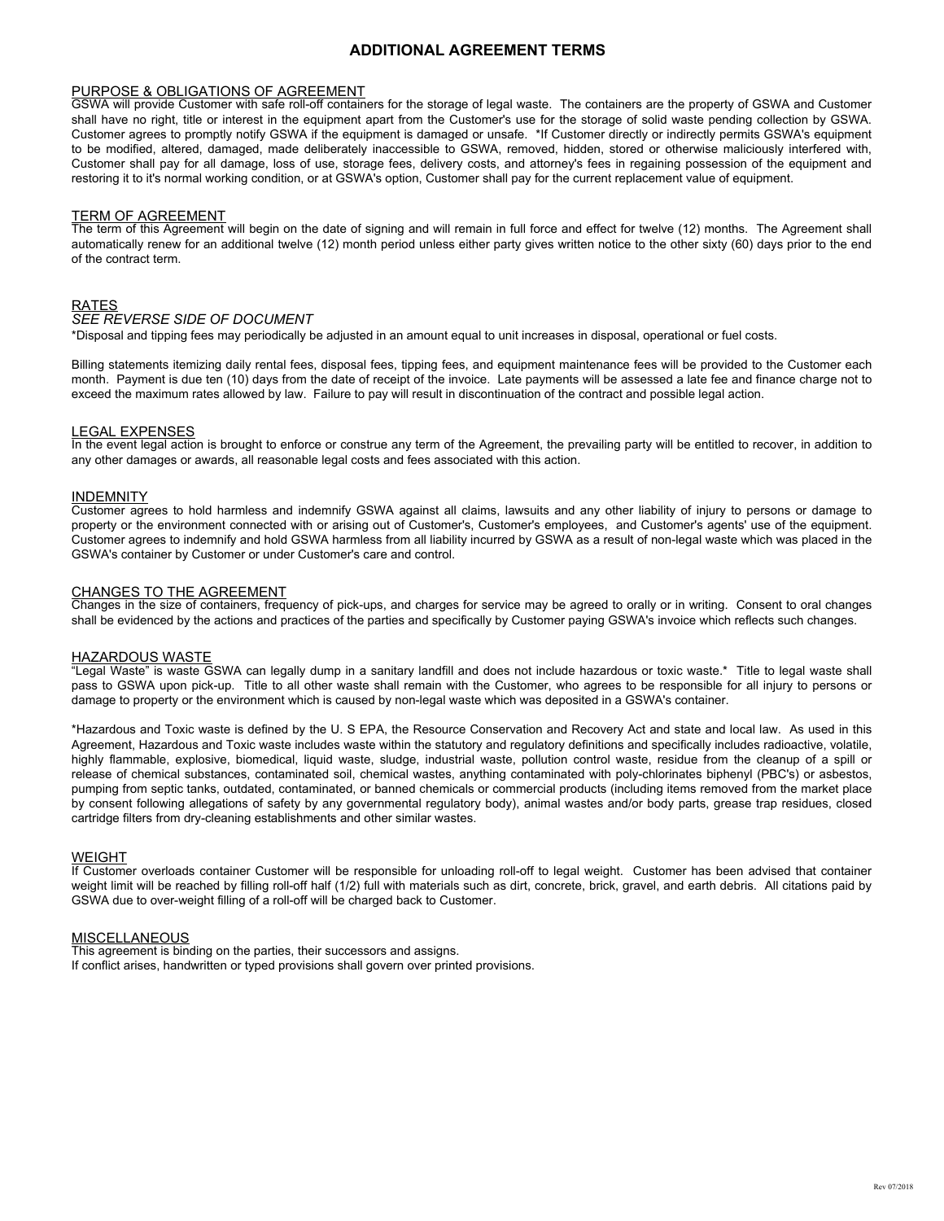# ADDITIONAL AGREEMENT TERMS

## PURPOSE & OBLIGATIONS OF AGREEMENT

GSWA will provide Customer with safe roll-off containers for the storage of legal waste. The containers are the property of GSWA and Customer shall have no right, title or interest in the equipment apart from the Customer's use for the storage of solid waste pending collection by GSWA. Customer agrees to promptly notify GSWA if the equipment is damaged or unsafe. *If Customer directly or indirectly permits GSWA's equipment to be modified, altered, damaged, made deliberately inaccessible to GSWA, removed, hidden, stored or otherwise maliciously interfered with, Customer shall pay for all damage, loss of use, storage fees, delivery costs, and attorney's fees in regaining possession of the equipment and restoring it to it's normal working condition, or at GSWA's option, Customer shall pay for the current replacement value of equipment.

## TERM OF AGREEMENT

The term of this Agreement will begin on the date of signing and will remain in full force and effect for twelve (12) months. The Agreement shall automatically renew for an additional twelve (12) month period unless either party gives written notice to the other sixty (60) days prior to the end of the contract term.

## RATES

*SEE REVERSE SIDE OF DOCUMENT*

*Disposal and tipping fees may periodically be adjusted in an amount equal to unit increases in disposal, operational or fuel costs.

Billing statements itemizing daily rental fees, disposal fees, tipping fees, and equipment maintenance fees will be provided to the Customer each month. Payment is due ten (10) days from the date of receipt of the invoice. Late payments will be assessed a late fee and finance charge not to exceed the maximum rates allowed by law. Failure to pay will result in discontinuation of the contract and possible legal action.

## LEGAL EXPENSES

In the event legal action is brought to enforce or construe any term of the Agreement, the prevailing party will be entitled to recover, in addition to any other damages or awards, all reasonable legal costs and fees associated with this action.

## INDEMNITY

Customer agrees to hold harmless and indemnify GSWA against all claims, lawsuits and any other liability of injury to persons or damage to property or the environment connected with or arising out of Customer's, Customer's employees, and Customer's agents' use of the equipment. Customer agrees to indemnify and hold GSWA harmless from all liability incurred by GSWA as a result of non-legal waste which was placed in the GSWA's container by Customer or under Customer's care and control.

## CHANGES TO THE AGREEMENT

Changes in the size of containers, frequency of pick-ups, and charges for service may be agreed to orally or in writing. Consent to oral changes shall be evidenced by the actions and practices of the parties and specifically by Customer paying GSWA's invoice which reflects such changes.

## HAZARDOUS WASTE

"Legal Waste" is waste GSWA can legally dump in a sanitary landfill and does not include hazardous or toxic waste.* Title to legal waste shall pass to GSWA upon pick-up. Title to all other waste shall remain with the Customer, who agrees to be responsible for all injury to persons or damage to property or the environment which is caused by non-legal waste which was deposited in a GSWA's container.

*Hazardous and Toxic waste is defined by the U. S EPA, the Resource Conservation and Recovery Act and state and local law. As used in this Agreement, Hazardous and Toxic waste includes waste within the statutory and regulatory definitions and specifically includes radioactive, volatile, highly flammable, explosive, biomedical, liquid waste, sludge, industrial waste, pollution control waste, residue from the cleanup of a spill or release of chemical substances, contaminated soil, chemical wastes, anything contaminated with poly-chlorinates biphenyl (PBC's) or asbestos, pumping from septic tanks, outdated, contaminated, or banned chemicals or commercial products (including items removed from the market place by consent following allegations of safety by any governmental regulatory body), animal wastes and/or body parts, grease trap residues, closed cartridge filters from dry-cleaning establishments and other similar wastes.

## WEIGHT

If Customer overloads container Customer will be responsible for unloading roll-off to legal weight. Customer has been advised that container weight limit will be reached by filling roll-off half (1/2) full with materials such as dirt, concrete, brick, gravel, and earth debris. All citations paid by GSWA due to over-weight filling of a roll-off will be charged back to Customer.

## MISCELLANEOUS

This agreement is binding on the parties, their successors and assigns.
If conflict arises, handwritten or typed provisions shall govern over printed provisions.

Rev 07/2018